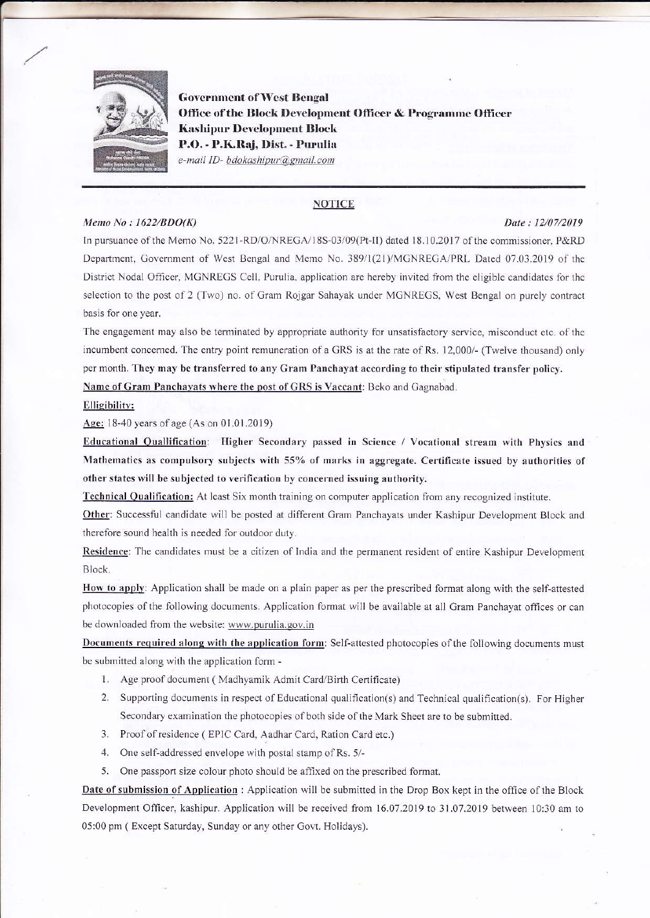**Government of West Bengal**
**Office of the Block Development Officer & Programme Officer**
**Kashipur Development Block**
**P.O. - P.K.Raj, Dist. - Purulia**
*e-mail ID- bdokashipur@gmail.com*

## NOTICE

*Memo No : 1622/BDO(K)* *Date : 12/07/2019*

In pursuance of the Memo No. 5221-RD/O/NREGA/18S-03/09(Pt-II) dated 18.10.2017 of the commissioner, P&RD Department, Government of West Bengal and Memo No. 389/1(21)/MGNREGA/PRL Dated 07.03.2019 of the District Nodal Officer, MGNREGS Cell, Purulia, application are hereby invited from the eligible candidates for the selection to the post of 2 (Two) no. of Gram Rojgar Sahayak under MGNREGS, West Bengal on purely contract basis for one year.

The engagement may also be terminated by appropriate authority for unsatisfactory service, misconduct etc. of the incumbent concerned. The entry point remuneration of a GRS is at the rate of Rs. 12,000/- (Twelve thousand) only per month. **They may be transferred to any Gram Panchayat according to their stipulated transfer policy.**

**Name of Gram Panchayats where the post of GRS is Vaccant**: Beko and Gagnabad.

**Elligibility:**

**Age:** 18-40 years of age (As on 01.01.2019)

**Educational Quallification**: **Higher Secondary passed in Science / Vocational stream with Physics and Mathematics as compulsory subjects with 55% of marks in aggregate. Certificate issued by authorities of other states will be subjected to verification by concerned issuing authority.**

**Technical Qualification:** At least Six month training on computer application from any recognized institute.

**Other**: Successful candidate will be posted at different Gram Panchayats under Kashipur Development Block and therefore sound health is needed for outdoor duty.

**Residence**: The candidates must be a citizen of India and the permanent resident of entire Kashipur Development Block.

**How to apply**: Application shall be made on a plain paper as per the prescribed format along with the self-attested photocopies of the following documents. Application format will be available at all Gram Panchayat offices or can be downloaded from the website: www.purulia.gov.in

**Documents required along with the application form**: Self-attested photocopies of the following documents must be submitted along with the application form -

1. Age proof document ( Madhyamik Admit Card/Birth Certificate)
2. Supporting documents in respect of Educational qualification(s) and Technical qualification(s). For Higher Secondary examination the photocopies of both side of the Mark Sheet are to be submitted.
3. Proof of residence ( EPIC Card, Aadhar Card, Ration Card etc.)
4. One self-addressed envelope with postal stamp of Rs. 5/-
5. One passport size colour photo should be affixed on the prescribed format.

**Date of submission of Application** : Application will be submitted in the Drop Box kept in the office of the Block Development Officer, kashipur. Application will be received from 16.07.2019 to 31.07.2019 between 10:30 am to 05:00 pm ( Except Saturday, Sunday or any other Govt. Holidays).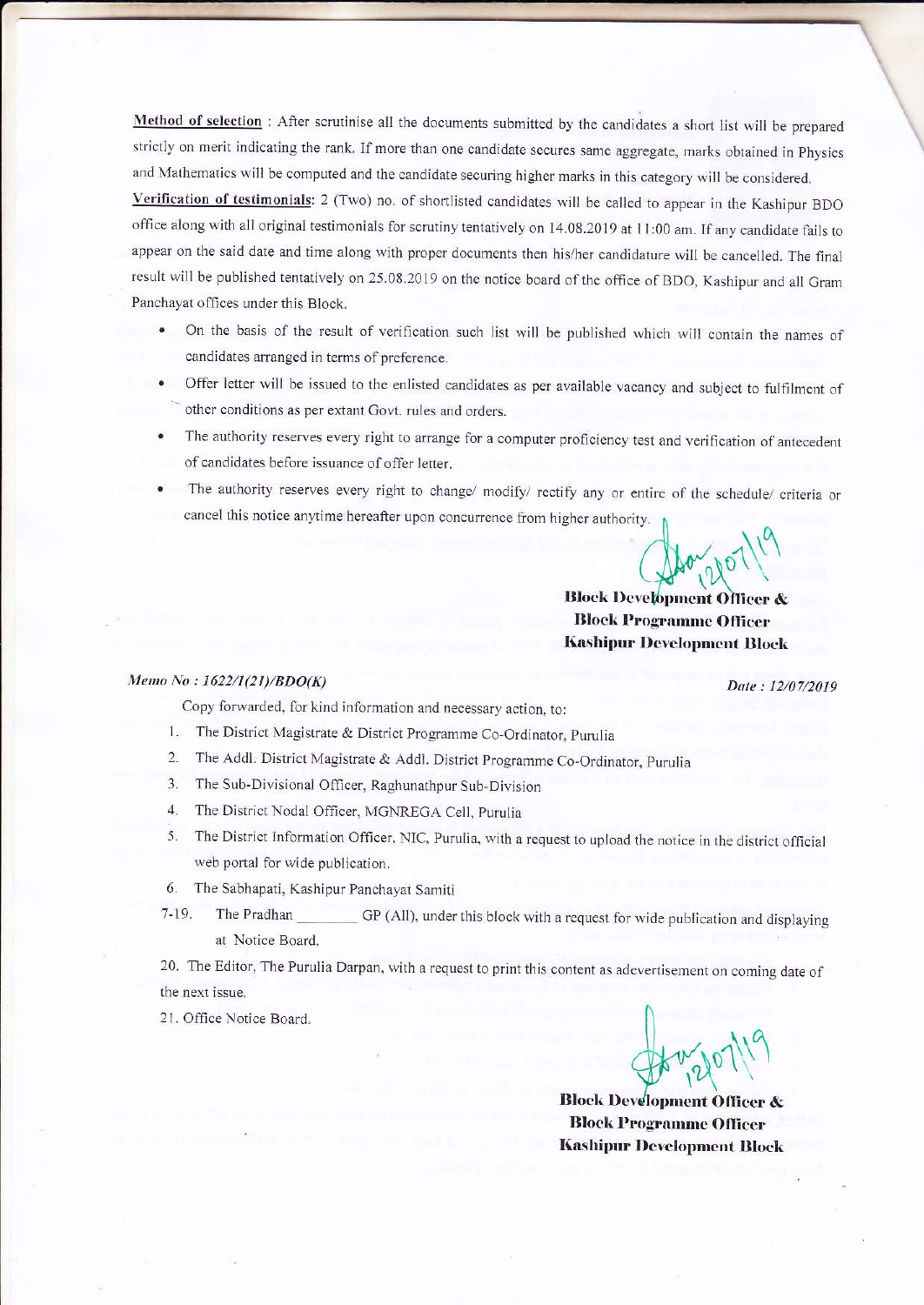**Method of selection** : After scrutinise all the documents submitted by the candidates a short list will be prepared strictly on merit indicating the rank. If more than one candidate secures same aggregate, marks obtained in Physics and Mathematics will be computed and the candidate securing higher marks in this category will be considered.

**Verification of testimonials**: 2 (Two) no. of shortlisted candidates will be called to appear in the Kashipur BDO office along with all original testimonials for scrutiny tentatively on 14.08.2019 at 11:00 am. If any candidate fails to appear on the said date and time along with proper documents then his/her candidature will be cancelled. The final result will be published tentatively on 25.08.2019 on the notice board of the office of BDO, Kashipur and all Gram Panchayat offices under this Block.

- On the basis of the result of verification such list will be published which will contain the names of candidates arranged in terms of preference.
- Offer letter will be issued to the enlisted candidates as per available vacancy and subject to fulfilment of other conditions as per extant Govt. rules and orders.
- The authority reserves every right to arrange for a computer proficiency test and verification of antecedent of candidates before issuance of offer letter.
- The authority reserves every right to change/ modify/ rectify any or entire of the schedule/ criteria or cancel this notice anytime hereafter upon concurrence from higher authority.

Sd/- 12/07/19

**Block Development Officer &**
**Block Programme Officer**
**Kashipur Development Block**

*Memo No : 1622/I(21)/BDO(K)* *Date : 12/07/2019*

Copy forwarded, for kind information and necessary action, to:

1. The District Magistrate & District Programme Co-Ordinator, Purulia
2. The Addl. District Magistrate & Addl. District Programme Co-Ordinator, Purulia
3. The Sub-Divisional Officer, Raghunathpur Sub-Division
4. The District Nodal Officer, MGNREGA Cell, Purulia
5. The District Information Officer, NIC, Purulia, with a request to upload the notice in the district official web portal for wide publication.
6. The Sabhapati, Kashipur Panchayat Samiti

7-19. The Pradhan ________ GP (All), under this block with a request for wide publication and displaying at Notice Board.

20. The Editor, The Purulia Darpan, with a request to print this content as advertisement on coming date of the next issue.
21. Office Notice Board.

Sd/- 12/07/19

**Block Development Officer &**
**Block Programme Officer**
**Kashipur Development Block**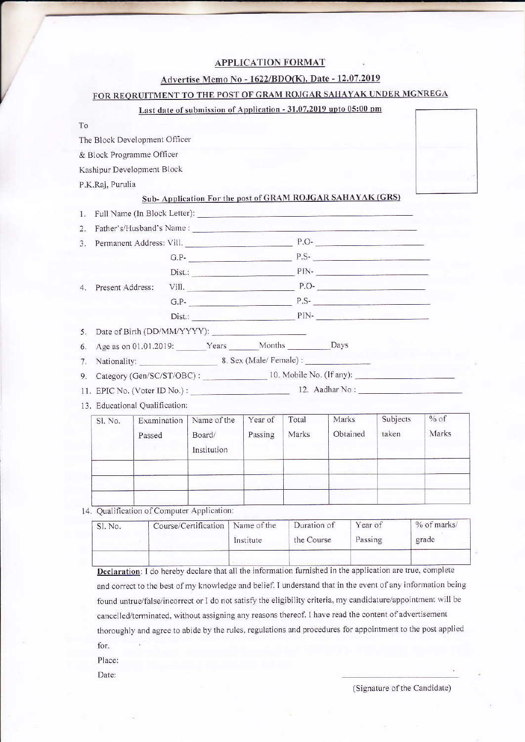# APPLICATION FORMAT

## Advertise Memo No - 1622/BDO(K), Date - 12.07.2019

## FOR REQRUITMENT TO THE POST OF GRAM ROJGAR SAHAYAK UNDER MGNREGA

**Last date of submission of Application - 31.07.2019 upto 05:00 pm**

To

The Block Development Officer

& Block Programme Officer

Kashipur Development Block

P.K.Raj, Purulia

**Sub- Application For the post of GRAM ROJGAR SAHAYAK (GRS)**

1. Full Name (In Block Letter): ____________________
2. Father's/Husband's Name : ____________________
3. Permanent Address: Vill. ____________ P.O- ____________
   G.P- ____________ P.S- ____________
   Dist.: ____________ PIN- ____________
4. Present Address: Vill. ____________ P.O- ____________
   G.P- ____________ P.S- ____________
   Dist.: ____________ PIN- ____________
5. Date of Birth (DD/MM/YYYY): ____________
6. Age as on 01.01.2019: _______ Years _______ Months _______ Days
7. Nationality: ____________ 8. Sex (Male/ Female) : ____________
9. Category (Gen/SC/ST/OBC) : ____________ 10. Mobile No. (If any): ____________
11. EPIC No. (Voter ID No.) : ____________ 12. Aadhar No : ____________
13. Educational Qualification:

| Sl. No. | Examination Passed | Name of the Board/ Institution | Year of Passing | Total Marks | Marks Obtained | Subjects taken | % of Marks |
|---|---|---|---|---|---|---|---|
| | | | | | | | |
| | | | | | | | |
| | | | | | | | |

14. Qualification of Computer Application:

| Sl. No. | Course/Certification | Name of the Institute | Duration of the Course | Year of Passing | % of marks/ grade |
|---|---|---|---|---|---|
| | | | | | |

**Declaration**: I do hereby declare that all the information furnished in the application are true, complete and correct to the best of my knowledge and belief. I understand that in the event of any information being found untrue/false/incorrect or I do not satisfy the eligibility criteria, my candidature/appointment will be cancelled/terminated, without assigning any reasons thereof. I have read the content of advertisement thoroughly and agree to abide by the rules, regulations and procedures for appointment to the post applied for.

Place:

Date:

(Signature of the Candidate)